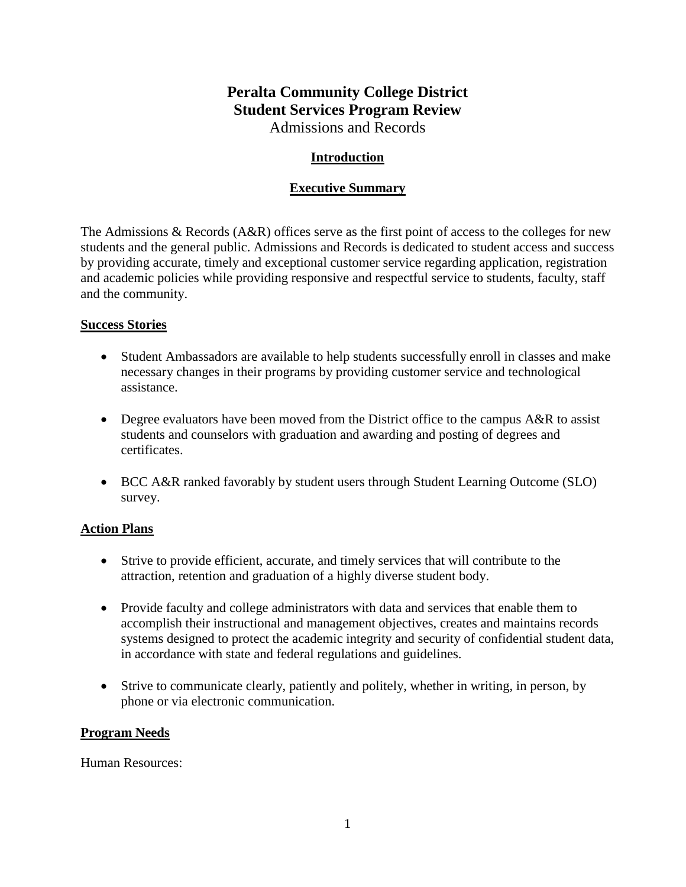# Peralta Community College District
# Student Services Program Review
## Admissions and Records

### Introduction

### Executive Summary

The Admissions & Records (A&R) offices serve as the first point of access to the colleges for new students and the general public. Admissions and Records is dedicated to student access and success by providing accurate, timely and exceptional customer service regarding application, registration and academic policies while providing responsive and respectful service to students, faculty, staff and the community.

**Success Stories**

- Student Ambassadors are available to help students successfully enroll in classes and make necessary changes in their programs by providing customer service and technological assistance.
- Degree evaluators have been moved from the District office to the campus A&R to assist students and counselors with graduation and awarding and posting of degrees and certificates.
- BCC A&R ranked favorably by student users through Student Learning Outcome (SLO) survey.

**Action Plans**

- Strive to provide efficient, accurate, and timely services that will contribute to the attraction, retention and graduation of a highly diverse student body.
- Provide faculty and college administrators with data and services that enable them to accomplish their instructional and management objectives, creates and maintains records systems designed to protect the academic integrity and security of confidential student data, in accordance with state and federal regulations and guidelines.
- Strive to communicate clearly, patiently and politely, whether in writing, in person, by phone or via electronic communication.

**Program Needs**

Human Resources: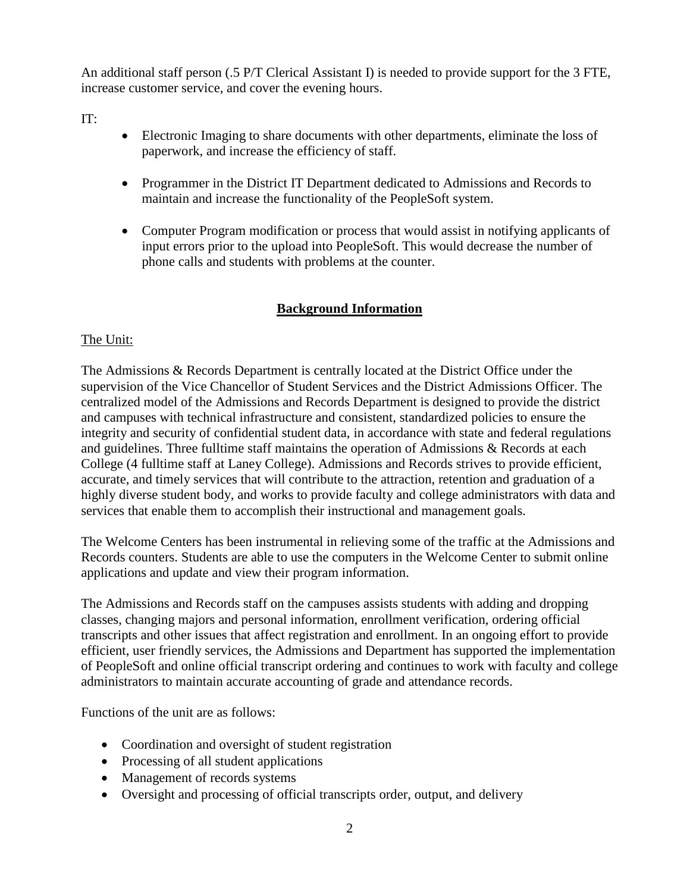An additional staff person (.5 P/T Clerical Assistant I) is needed to provide support for the 3 FTE, increase customer service, and cover the evening hours.

IT:

- Electronic Imaging to share documents with other departments, eliminate the loss of paperwork, and increase the efficiency of staff.
- Programmer in the District IT Department dedicated to Admissions and Records to maintain and increase the functionality of the PeopleSoft system.
- Computer Program modification or process that would assist in notifying applicants of input errors prior to the upload into PeopleSoft. This would decrease the number of phone calls and students with problems at the counter.

## Background Information

The Unit:

The Admissions & Records Department is centrally located at the District Office under the supervision of the Vice Chancellor of Student Services and the District Admissions Officer. The centralized model of the Admissions and Records Department is designed to provide the district and campuses with technical infrastructure and consistent, standardized policies to ensure the integrity and security of confidential student data, in accordance with state and federal regulations and guidelines. Three fulltime staff maintains the operation of Admissions & Records at each College (4 fulltime staff at Laney College). Admissions and Records strives to provide efficient, accurate, and timely services that will contribute to the attraction, retention and graduation of a highly diverse student body, and works to provide faculty and college administrators with data and services that enable them to accomplish their instructional and management goals.

The Welcome Centers has been instrumental in relieving some of the traffic at the Admissions and Records counters. Students are able to use the computers in the Welcome Center to submit online applications and update and view their program information.

The Admissions and Records staff on the campuses assists students with adding and dropping classes, changing majors and personal information, enrollment verification, ordering official transcripts and other issues that affect registration and enrollment. In an ongoing effort to provide efficient, user friendly services, the Admissions and Department has supported the implementation of PeopleSoft and online official transcript ordering and continues to work with faculty and college administrators to maintain accurate accounting of grade and attendance records.

Functions of the unit are as follows:

- Coordination and oversight of student registration
- Processing of all student applications
- Management of records systems
- Oversight and processing of official transcripts order, output, and delivery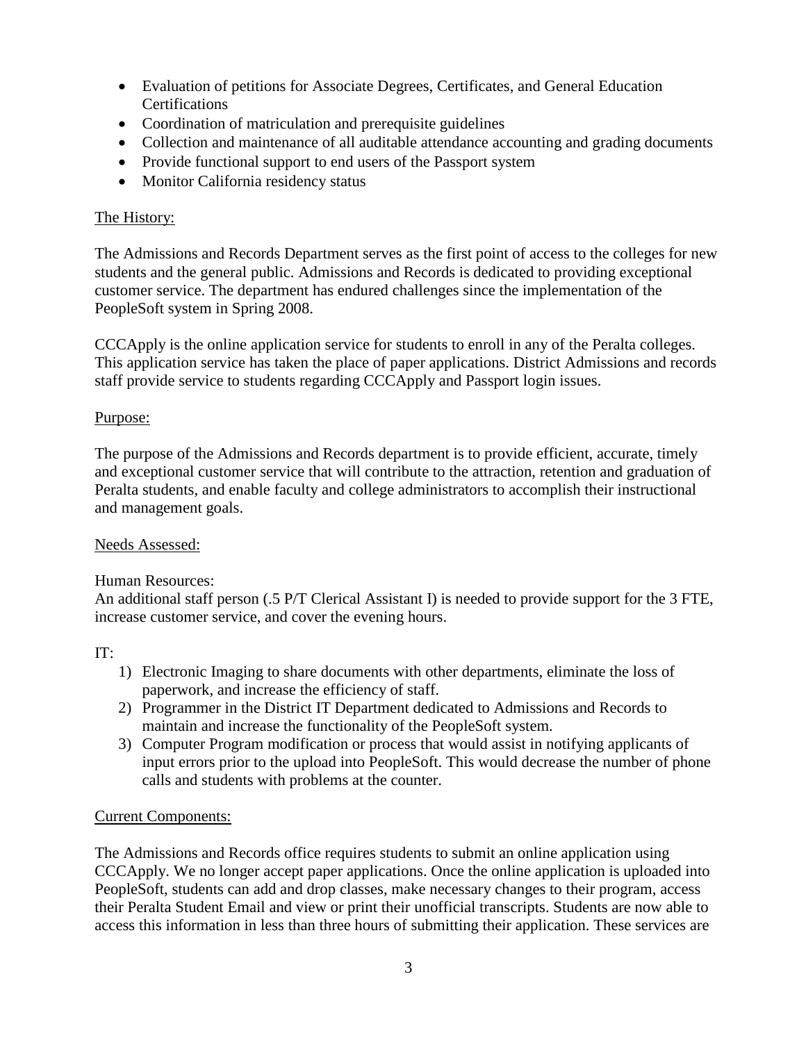- Evaluation of petitions for Associate Degrees, Certificates, and General Education Certifications
- Coordination of matriculation and prerequisite guidelines
- Collection and maintenance of all auditable attendance accounting and grading documents
- Provide functional support to end users of the Passport system
- Monitor California residency status

<u>The History:</u>

The Admissions and Records Department serves as the first point of access to the colleges for new students and the general public. Admissions and Records is dedicated to providing exceptional customer service. The department has endured challenges since the implementation of the PeopleSoft system in Spring 2008.

CCCApply is the online application service for students to enroll in any of the Peralta colleges. This application service has taken the place of paper applications. District Admissions and records staff provide service to students regarding CCCApply and Passport login issues.

<u>Purpose:</u>

The purpose of the Admissions and Records department is to provide efficient, accurate, timely and exceptional customer service that will contribute to the attraction, retention and graduation of Peralta students, and enable faculty and college administrators to accomplish their instructional and management goals.

<u>Needs Assessed:</u>

Human Resources:
An additional staff person (.5 P/T Clerical Assistant I) is needed to provide support for the 3 FTE, increase customer service, and cover the evening hours.

IT:

1) Electronic Imaging to share documents with other departments, eliminate the loss of paperwork, and increase the efficiency of staff.
2) Programmer in the District IT Department dedicated to Admissions and Records to maintain and increase the functionality of the PeopleSoft system.
3) Computer Program modification or process that would assist in notifying applicants of input errors prior to the upload into PeopleSoft. This would decrease the number of phone calls and students with problems at the counter.

<u>Current Components:</u>

The Admissions and Records office requires students to submit an online application using CCCApply. We no longer accept paper applications. Once the online application is uploaded into PeopleSoft, students can add and drop classes, make necessary changes to their program, access their Peralta Student Email and view or print their unofficial transcripts. Students are now able to access this information in less than three hours of submitting their application. These services are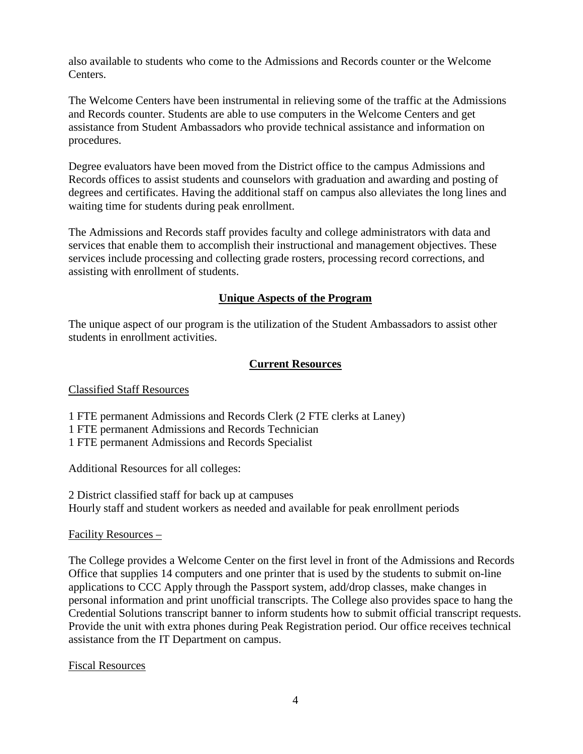also available to students who come to the Admissions and Records counter or the Welcome Centers.

The Welcome Centers have been instrumental in relieving some of the traffic at the Admissions and Records counter. Students are able to use computers in the Welcome Centers and get assistance from Student Ambassadors who provide technical assistance and information on procedures.

Degree evaluators have been moved from the District office to the campus Admissions and Records offices to assist students and counselors with graduation and awarding and posting of degrees and certificates. Having the additional staff on campus also alleviates the long lines and waiting time for students during peak enrollment.

The Admissions and Records staff provides faculty and college administrators with data and services that enable them to accomplish their instructional and management objectives. These services include processing and collecting grade rosters, processing record corrections, and assisting with enrollment of students.

## Unique Aspects of the Program

The unique aspect of our program is the utilization of the Student Ambassadors to assist other students in enrollment activities.

## Current Resources

### Classified Staff Resources

1 FTE permanent Admissions and Records Clerk (2 FTE clerks at Laney)
1 FTE permanent Admissions and Records Technician
1 FTE permanent Admissions and Records Specialist

Additional Resources for all colleges:

2 District classified staff for back up at campuses
Hourly staff and student workers as needed and available for peak enrollment periods

### Facility Resources –

The College provides a Welcome Center on the first level in front of the Admissions and Records Office that supplies 14 computers and one printer that is used by the students to submit on-line applications to CCC Apply through the Passport system, add/drop classes, make changes in personal information and print unofficial transcripts. The College also provides space to hang the Credential Solutions transcript banner to inform students how to submit official transcript requests. Provide the unit with extra phones during Peak Registration period. Our office receives technical assistance from the IT Department on campus.

### Fiscal Resources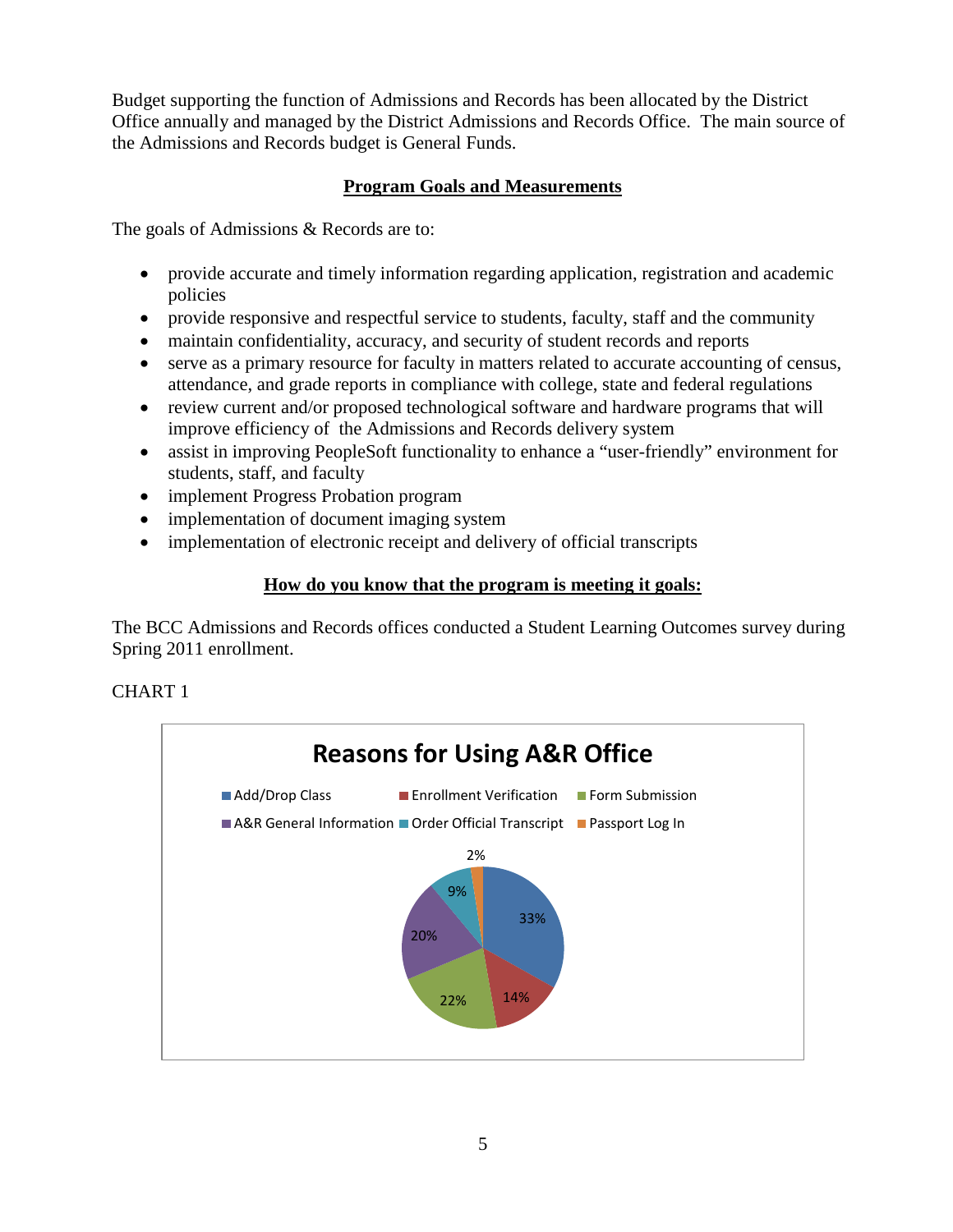Budget supporting the function of Admissions and Records has been allocated by the District Office annually and managed by the District Admissions and Records Office. The main source of the Admissions and Records budget is General Funds.

## Program Goals and Measurements

The goals of Admissions & Records are to:

- provide accurate and timely information regarding application, registration and academic policies
- provide responsive and respectful service to students, faculty, staff and the community
- maintain confidentiality, accuracy, and security of student records and reports
- serve as a primary resource for faculty in matters related to accurate accounting of census, attendance, and grade reports in compliance with college, state and federal regulations
- review current and/or proposed technological software and hardware programs that will improve efficiency of the Admissions and Records delivery system
- assist in improving PeopleSoft functionality to enhance a "user-friendly" environment for students, staff, and faculty
- implement Progress Probation program
- implementation of document imaging system
- implementation of electronic receipt and delivery of official transcripts

## How do you know that the program is meeting it goals:

The BCC Admissions and Records offices conducted a Student Learning Outcomes survey during Spring 2011 enrollment.

CHART 1

**Reasons for Using A&R Office**

| Reason | Percentage |
|---|---|
| Add/Drop Class | 33% |
| Enrollment Verification | 14% |
| Form Submission | 22% |
| A&R General Information | 20% |
| Order Official Transcript | 9% |
| Passport Log In | 2% |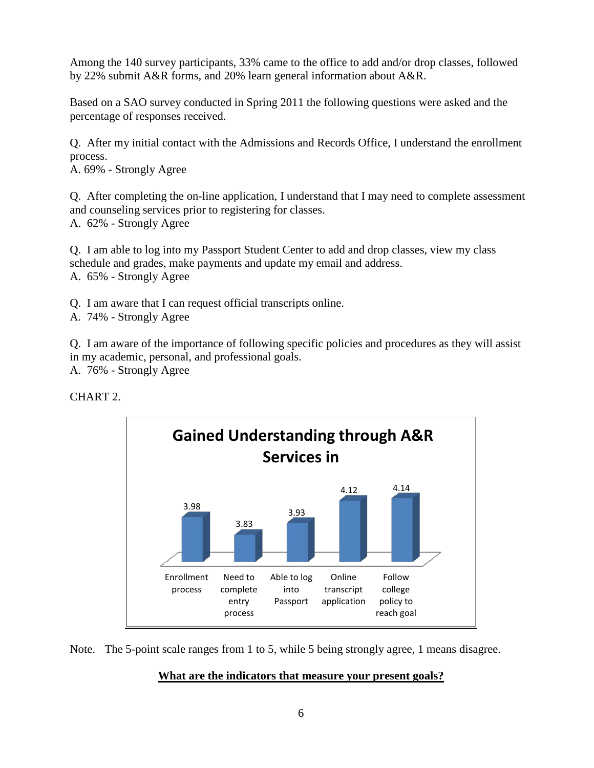Among the 140 survey participants, 33% came to the office to add and/or drop classes, followed by 22% submit A&R forms, and 20% learn general information about A&R.

Based on a SAO survey conducted in Spring 2011 the following questions were asked and the percentage of responses received.

Q. After my initial contact with the Admissions and Records Office, I understand the enrollment process.
A. 69% - Strongly Agree

Q. After completing the on-line application, I understand that I may need to complete assessment and counseling services prior to registering for classes.
A. 62% - Strongly Agree

Q. I am able to log into my Passport Student Center to add and drop classes, view my class schedule and grades, make payments and update my email and address.
A. 65% - Strongly Agree

Q. I am aware that I can request official transcripts online.
A. 74% - Strongly Agree

Q. I am aware of the importance of following specific policies and procedures as they will assist in my academic, personal, and professional goals.
A. 76% - Strongly Agree

CHART 2.

**Gained Understanding through A&R Services in**

| Enrollment process | Need to complete entry process | Able to log into Passport | Online transcript application | Follow college policy to reach goal |
|---|---|---|---|---|
| 3.98 | 3.83 | 3.93 | 4.12 | 4.14 |

Note. The 5-point scale ranges from 1 to 5, while 5 being strongly agree, 1 means disagree.

**<u>What are the indicators that measure your present goals?</u>**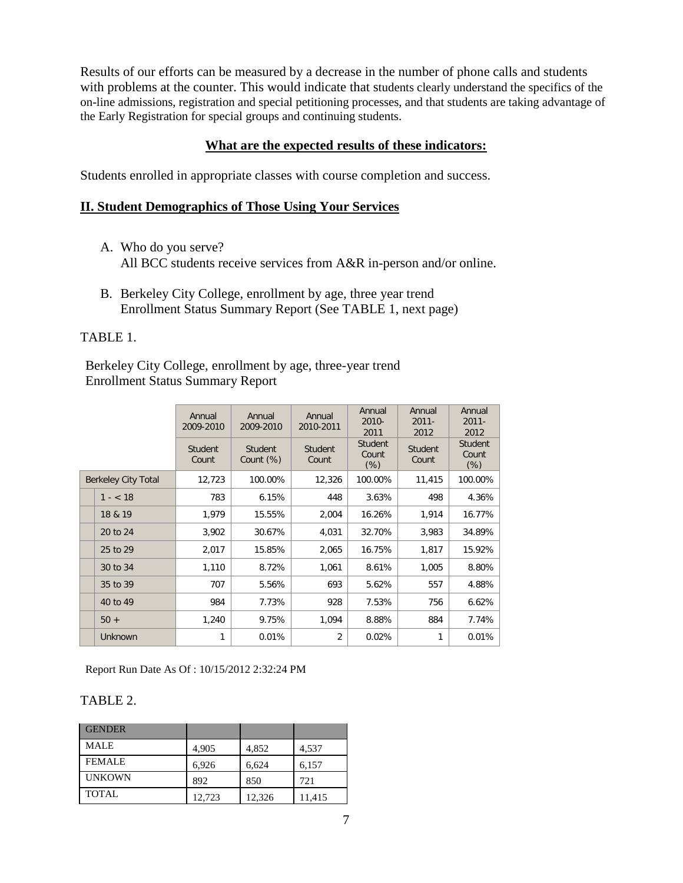Results of our efforts can be measured by a decrease in the number of phone calls and students with problems at the counter. This would indicate that students clearly understand the specifics of the on-line admissions, registration and special petitioning processes, and that students are taking advantage of the Early Registration for special groups and continuing students.

**What are the expected results of these indicators:**

Students enrolled in appropriate classes with course completion and success.

## II. Student Demographics of Those Using Your Services

A. Who do you serve?
   All BCC students receive services from A&R in-person and/or online.

B. Berkeley City College, enrollment by age, three year trend
   Enrollment Status Summary Report (See TABLE 1, next page)

TABLE 1.

Berkeley City College, enrollment by age, three-year trend
Enrollment Status Summary Report

| | Annual 2009-2010 | Annual 2009-2010 | Annual 2010-2011 | Annual 2010-2011 | Annual 2011-2012 | Annual 2011-2012 |
|---|---|---|---|---|---|---|
| | Student Count | Student Count (%) | Student Count | Student Count (%) | Student Count | Student Count (%) |
| Berkeley City Total | 12,723 | 100.00% | 12,326 | 100.00% | 11,415 | 100.00% |
| 1 - < 18 | 783 | 6.15% | 448 | 3.63% | 498 | 4.36% |
| 18 & 19 | 1,979 | 15.55% | 2,004 | 16.26% | 1,914 | 16.77% |
| 20 to 24 | 3,902 | 30.67% | 4,031 | 32.70% | 3,983 | 34.89% |
| 25 to 29 | 2,017 | 15.85% | 2,065 | 16.75% | 1,817 | 15.92% |
| 30 to 34 | 1,110 | 8.72% | 1,061 | 8.61% | 1,005 | 8.80% |
| 35 to 39 | 707 | 5.56% | 693 | 5.62% | 557 | 4.88% |
| 40 to 49 | 984 | 7.73% | 928 | 7.53% | 756 | 6.62% |
| 50 + | 1,240 | 9.75% | 1,094 | 8.88% | 884 | 7.74% |
| Unknown | 1 | 0.01% | 2 | 0.02% | 1 | 0.01% |

Report Run Date As Of : 10/15/2012 2:32:24 PM

TABLE 2.

| GENDER | | | |
|---|---|---|---|
| MALE | 4,905 | 4,852 | 4,537 |
| FEMALE | 6,926 | 6,624 | 6,157 |
| UNKOWN | 892 | 850 | 721 |
| TOTAL | 12,723 | 12,326 | 11,415 |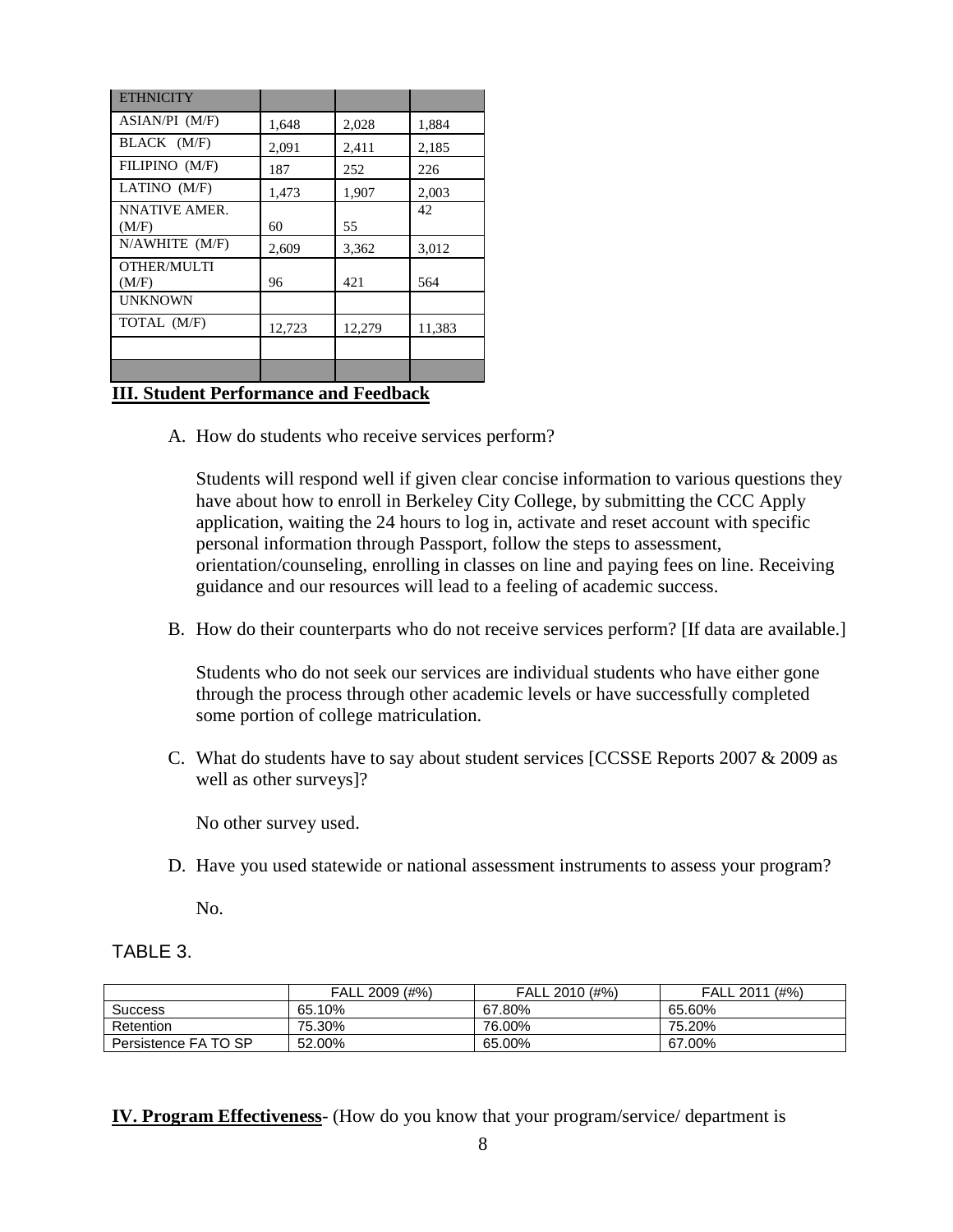| ETHNICITY | | | |
|---|---|---|---|
| ASIAN/PI (M/F) | 1,648 | 2,028 | 1,884 |
| BLACK (M/F) | 2,091 | 2,411 | 2,185 |
| FILIPINO (M/F) | 187 | 252 | 226 |
| LATINO (M/F) | 1,473 | 1,907 | 2,003 |
| NNATIVE AMER. (M/F) | 60 | 55 | 42 |
| N/AWHITE (M/F) | 2,609 | 3,362 | 3,012 |
| OTHER/MULTI (M/F) | 96 | 421 | 564 |
| UNKNOWN | | | |
| TOTAL (M/F) | 12,723 | 12,279 | 11,383 |
| | | | |
| | | | |

## III. Student Performance and Feedback

A. How do students who receive services perform?

Students will respond well if given clear concise information to various questions they have about how to enroll in Berkeley City College, by submitting the CCC Apply application, waiting the 24 hours to log in, activate and reset account with specific personal information through Passport, follow the steps to assessment, orientation/counseling, enrolling in classes on line and paying fees on line. Receiving guidance and our resources will lead to a feeling of academic success.

B. How do their counterparts who do not receive services perform? [If data are available.]

Students who do not seek our services are individual students who have either gone through the process through other academic levels or have successfully completed some portion of college matriculation.

C. What do students have to say about student services [CCSSE Reports 2007 & 2009 as well as other surveys]?

No other survey used.

D. Have you used statewide or national assessment instruments to assess your program?

No.

TABLE 3.

| | FALL 2009 (#%) | FALL 2010 (#%) | FALL 2011 (#%) |
|---|---|---|---|
| Success | 65.10% | 67.80% | 65.60% |
| Retention | 75.30% | 76.00% | 75.20% |
| Persistence FA TO SP | 52.00% | 65.00% | 67.00% |

**IV. Program Effectiveness**- (How do you know that your program/service/ department is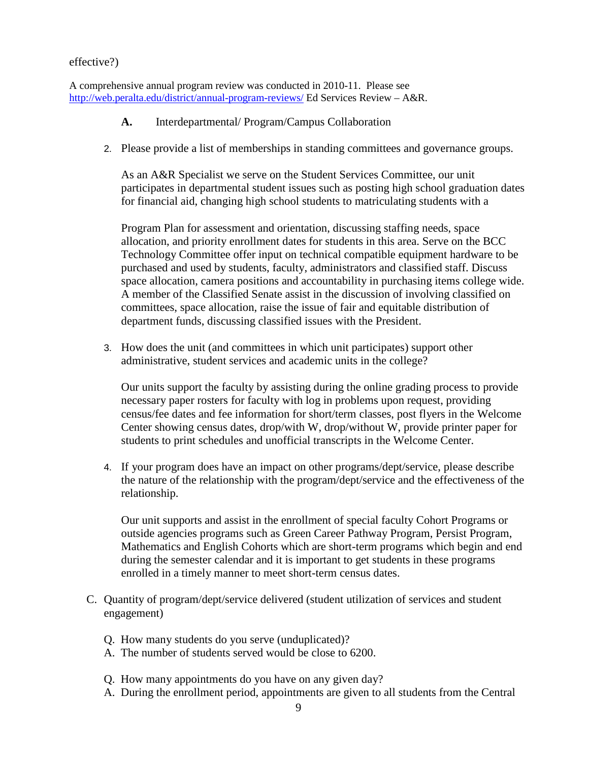effective?)

A comprehensive annual program review was conducted in 2010-11. Please see http://web.peralta.edu/district/annual-program-reviews/ Ed Services Review – A&R.

**A.** Interdepartmental/ Program/Campus Collaboration

2. Please provide a list of memberships in standing committees and governance groups.

   As an A&R Specialist we serve on the Student Services Committee, our unit participates in departmental student issues such as posting high school graduation dates for financial aid, changing high school students to matriculating students with a

   Program Plan for assessment and orientation, discussing staffing needs, space allocation, and priority enrollment dates for students in this area. Serve on the BCC Technology Committee offer input on technical compatible equipment hardware to be purchased and used by students, faculty, administrators and classified staff. Discuss space allocation, camera positions and accountability in purchasing items college wide. A member of the Classified Senate assist in the discussion of involving classified on committees, space allocation, raise the issue of fair and equitable distribution of department funds, discussing classified issues with the President.

3. How does the unit (and committees in which unit participates) support other administrative, student services and academic units in the college?

   Our units support the faculty by assisting during the online grading process to provide necessary paper rosters for faculty with log in problems upon request, providing census/fee dates and fee information for short/term classes, post flyers in the Welcome Center showing census dates, drop/with W, drop/without W, provide printer paper for students to print schedules and unofficial transcripts in the Welcome Center.

4. If your program does have an impact on other programs/dept/service, please describe the nature of the relationship with the program/dept/service and the effectiveness of the relationship.

   Our unit supports and assist in the enrollment of special faculty Cohort Programs or outside agencies programs such as Green Career Pathway Program, Persist Program, Mathematics and English Cohorts which are short-term programs which begin and end during the semester calendar and it is important to get students in these programs enrolled in a timely manner to meet short-term census dates.

C. Quantity of program/dept/service delivered (student utilization of services and student engagement)

   Q. How many students do you serve (unduplicated)?
   A. The number of students served would be close to 6200.

   Q. How many appointments do you have on any given day?
   A. During the enrollment period, appointments are given to all students from the Central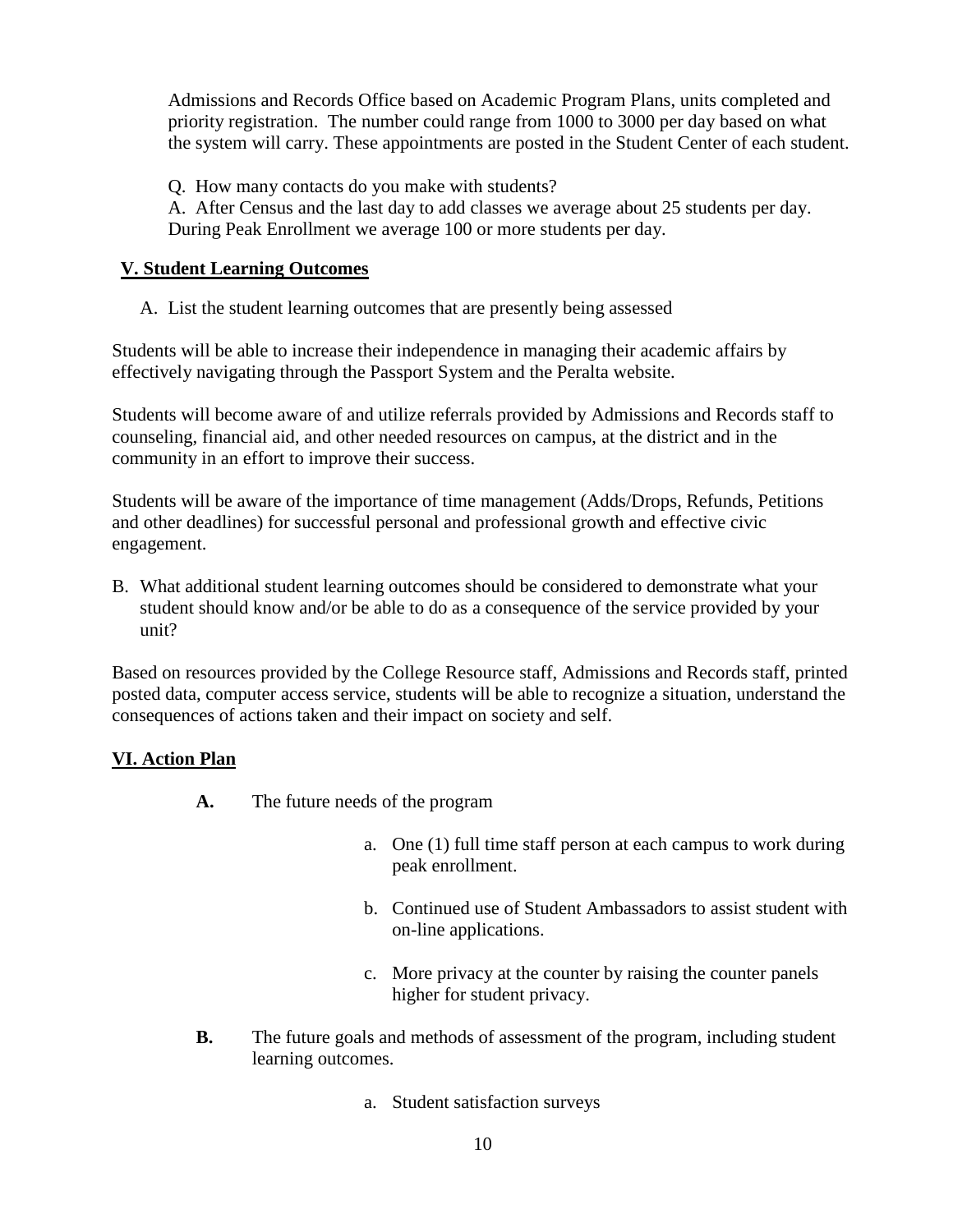Admissions and Records Office based on Academic Program Plans, units completed and priority registration. The number could range from 1000 to 3000 per day based on what the system will carry. These appointments are posted in the Student Center of each student.

Q. How many contacts do you make with students?
A. After Census and the last day to add classes we average about 25 students per day. During Peak Enrollment we average 100 or more students per day.

## V. Student Learning Outcomes

A. List the student learning outcomes that are presently being assessed

Students will be able to increase their independence in managing their academic affairs by effectively navigating through the Passport System and the Peralta website.

Students will become aware of and utilize referrals provided by Admissions and Records staff to counseling, financial aid, and other needed resources on campus, at the district and in the community in an effort to improve their success.

Students will be aware of the importance of time management (Adds/Drops, Refunds, Petitions and other deadlines) for successful personal and professional growth and effective civic engagement.

B. What additional student learning outcomes should be considered to demonstrate what your student should know and/or be able to do as a consequence of the service provided by your unit?

Based on resources provided by the College Resource staff, Admissions and Records staff, printed posted data, computer access service, students will be able to recognize a situation, understand the consequences of actions taken and their impact on society and self.

## VI. Action Plan

**A.** The future needs of the program

a. One (1) full time staff person at each campus to work during peak enrollment.

b. Continued use of Student Ambassadors to assist student with on-line applications.

c. More privacy at the counter by raising the counter panels higher for student privacy.

**B.** The future goals and methods of assessment of the program, including student learning outcomes.

a. Student satisfaction surveys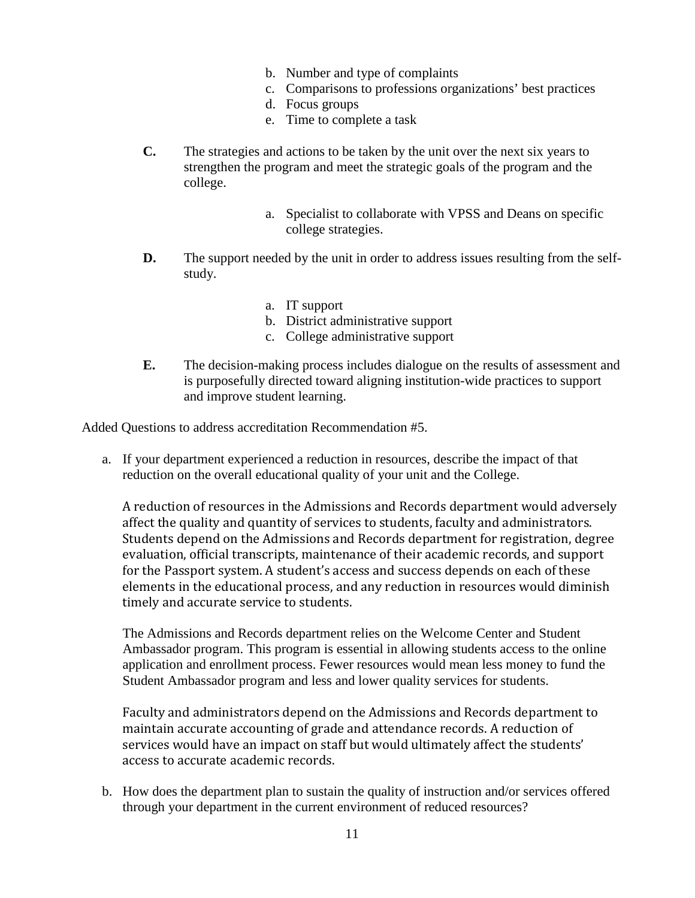b. Number and type of complaints
c. Comparisons to professions organizations' best practices
d. Focus groups
e. Time to complete a task

**C.** The strategies and actions to be taken by the unit over the next six years to strengthen the program and meet the strategic goals of the program and the college.

a. Specialist to collaborate with VPSS and Deans on specific college strategies.

**D.** The support needed by the unit in order to address issues resulting from the self-study.

a. IT support
b. District administrative support
c. College administrative support

**E.** The decision-making process includes dialogue on the results of assessment and is purposefully directed toward aligning institution-wide practices to support and improve student learning.

Added Questions to address accreditation Recommendation #5.

a. If your department experienced a reduction in resources, describe the impact of that reduction on the overall educational quality of your unit and the College.

   A reduction of resources in the Admissions and Records department would adversely affect the quality and quantity of services to students, faculty and administrators. Students depend on the Admissions and Records department for registration, degree evaluation, official transcripts, maintenance of their academic records, and support for the Passport system. A student's access and success depends on each of these elements in the educational process, and any reduction in resources would diminish timely and accurate service to students.

   The Admissions and Records department relies on the Welcome Center and Student Ambassador program. This program is essential in allowing students access to the online application and enrollment process. Fewer resources would mean less money to fund the Student Ambassador program and less and lower quality services for students.

   Faculty and administrators depend on the Admissions and Records department to maintain accurate accounting of grade and attendance records. A reduction of services would have an impact on staff but would ultimately affect the students' access to accurate academic records.

b. How does the department plan to sustain the quality of instruction and/or services offered through your department in the current environment of reduced resources?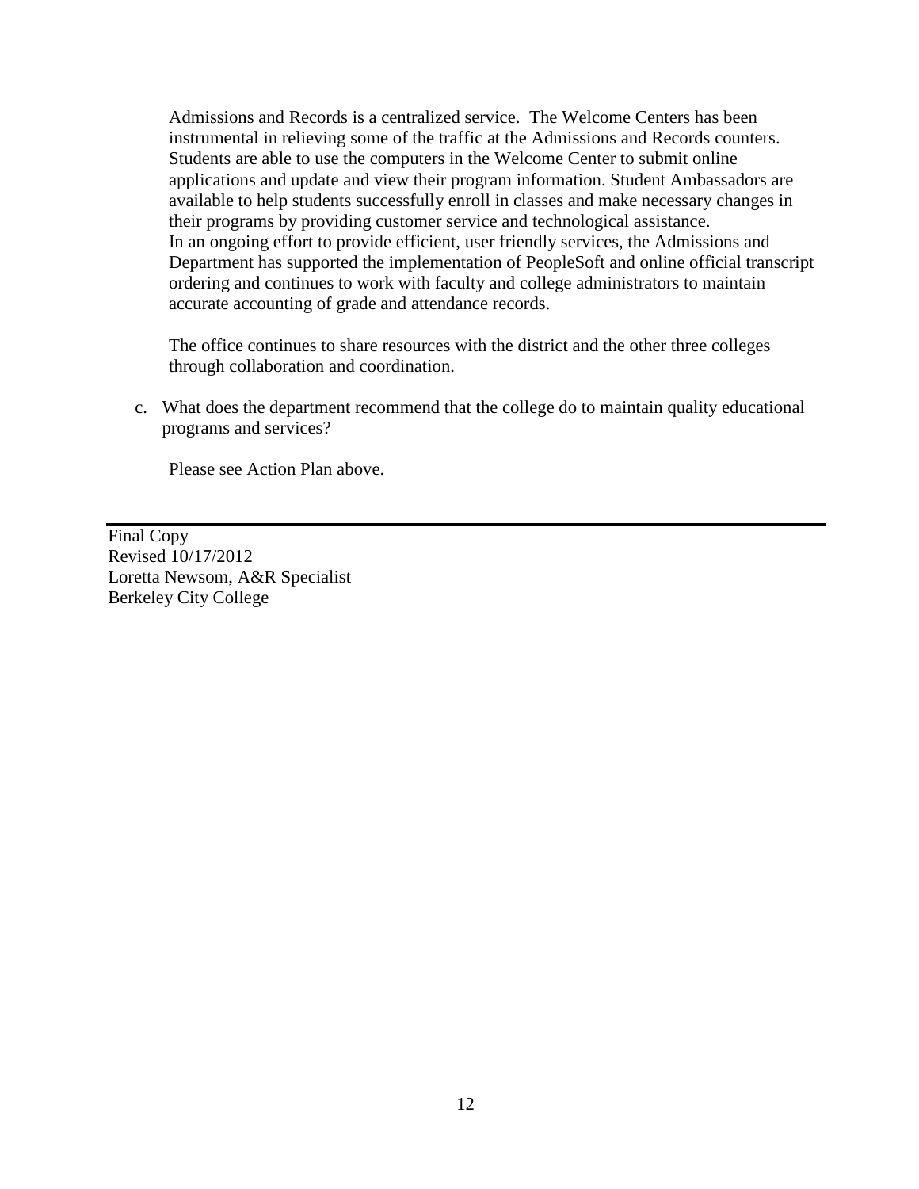Admissions and Records is a centralized service. The Welcome Centers has been instrumental in relieving some of the traffic at the Admissions and Records counters. Students are able to use the computers in the Welcome Center to submit online applications and update and view their program information. Student Ambassadors are available to help students successfully enroll in classes and make necessary changes in their programs by providing customer service and technological assistance.
In an ongoing effort to provide efficient, user friendly services, the Admissions and Department has supported the implementation of PeopleSoft and online official transcript ordering and continues to work with faculty and college administrators to maintain accurate accounting of grade and attendance records.

The office continues to share resources with the district and the other three colleges through collaboration and coordination.

c. What does the department recommend that the college do to maintain quality educational programs and services?

Please see Action Plan above.

---

Final Copy
Revised 10/17/2012
Loretta Newsom, A&R Specialist
Berkeley City College